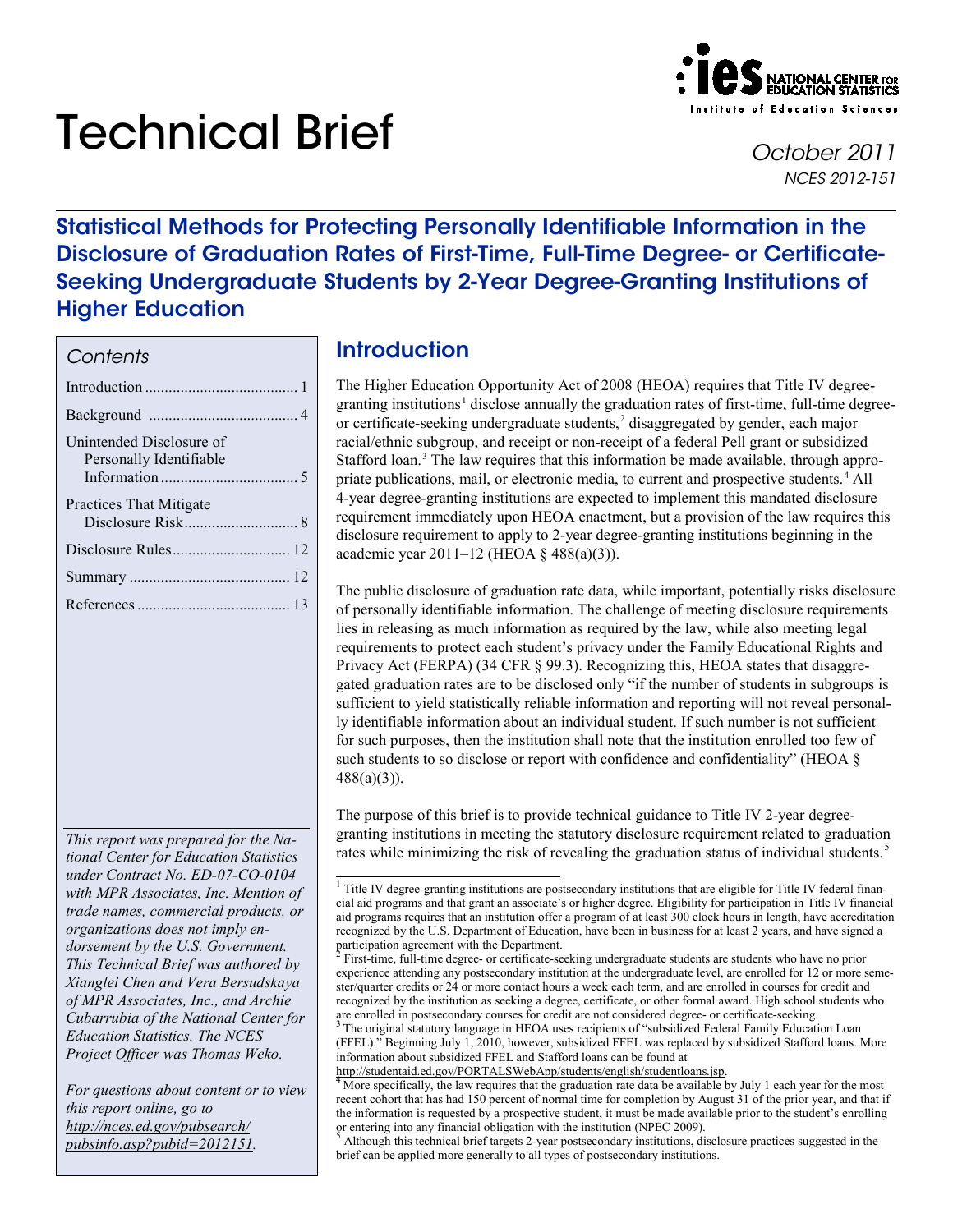# Technical Brief

October 2011
NCES 2012-151

## Statistical Methods for Protecting Personally Identifiable Information in the Disclosure of Graduation Rates of First-Time, Full-Time Degree- or Certificate-Seeking Undergraduate Students by 2-Year Degree-Granting Institutions of Higher Education

*Contents*

| | |
|---|---|
| Introduction | 1 |
| Background | 4 |
| Unintended Disclosure of Personally Identifiable Information | 5 |
| Practices That Mitigate Disclosure Risk | 8 |
| Disclosure Rules | 12 |
| Summary | 12 |
| References | 13 |

## Introduction

The Higher Education Opportunity Act of 2008 (HEOA) requires that Title IV degree-granting institutions[1] disclose annually the graduation rates of first-time, full-time degree- or certificate-seeking undergraduate students,[2] disaggregated by gender, each major racial/ethnic subgroup, and receipt or non-receipt of a federal Pell grant or subsidized Stafford loan.[3] The law requires that this information be made available, through appropriate publications, mail, or electronic media, to current and prospective students.[4] All 4-year degree-granting institutions are expected to implement this mandated disclosure requirement immediately upon HEOA enactment, but a provision of the law requires this disclosure requirement to apply to 2-year degree-granting institutions beginning in the academic year 2011–12 (HEOA § 488(a)(3)).

The public disclosure of graduation rate data, while important, potentially risks disclosure of personally identifiable information. The challenge of meeting disclosure requirements lies in releasing as much information as required by the law, while also meeting legal requirements to protect each student's privacy under the Family Educational Rights and Privacy Act (FERPA) (34 CFR § 99.3). Recognizing this, HEOA states that disaggregated graduation rates are to be disclosed only "if the number of students in subgroups is sufficient to yield statistically reliable information and reporting will not reveal personally identifiable information about an individual student. If such number is not sufficient for such purposes, then the institution shall note that the institution enrolled too few of such students to so disclose or report with confidence and confidentiality" (HEOA § 488(a)(3)).

The purpose of this brief is to provide technical guidance to Title IV 2-year degree-granting institutions in meeting the statutory disclosure requirement related to graduation rates while minimizing the risk of revealing the graduation status of individual students.[5]

*This report was prepared for the National Center for Education Statistics under Contract No. ED-07-CO-0104 with MPR Associates, Inc. Mention of trade names, commercial products, or organizations does not imply endorsement by the U.S. Government. This Technical Brief was authored by Xianglei Chen and Vera Bersudskaya of MPR Associates, Inc., and Archie Cubarrubia of the National Center for Education Statistics. The NCES Project Officer was Thomas Weko.*

*For questions about content or to view this report online, go to http://nces.ed.gov/pubsearch/pubsinfo.asp?pubid=2012151.*

---

[1] Title IV degree-granting institutions are postsecondary institutions that are eligible for Title IV federal financial aid programs and that grant an associate's or higher degree. Eligibility for participation in Title IV financial aid programs requires that an institution offer a program of at least 300 clock hours in length, have accreditation recognized by the U.S. Department of Education, have been in business for at least 2 years, and have signed a participation agreement with the Department.

[2] First-time, full-time degree- or certificate-seeking undergraduate students are students who have no prior experience attending any postsecondary institution at the undergraduate level, are enrolled for 12 or more semester/quarter credits or 24 or more contact hours a week each term, and are enrolled in courses for credit and recognized by the institution as seeking a degree, certificate, or other formal award. High school students who are enrolled in postsecondary courses for credit are not considered degree- or certificate-seeking.

[3] The original statutory language in HEOA uses recipients of "subsidized Federal Family Education Loan (FFEL)." Beginning July 1, 2010, however, subsidized FFEL was replaced by subsidized Stafford loans. More information about subsidized FFEL and Stafford loans can be found at http://studentaid.ed.gov/PORTALSWebApp/students/english/studentloans.jsp.

[4] More specifically, the law requires that the graduation rate data be available by July 1 each year for the most recent cohort that has had 150 percent of normal time for completion by August 31 of the prior year, and that if the information is requested by a prospective student, it must be made available prior to the student's enrolling or entering into any financial obligation with the institution (NPEC 2009).

[5] Although this technical brief targets 2-year postsecondary institutions, disclosure practices suggested in the brief can be applied more generally to all types of postsecondary institutions.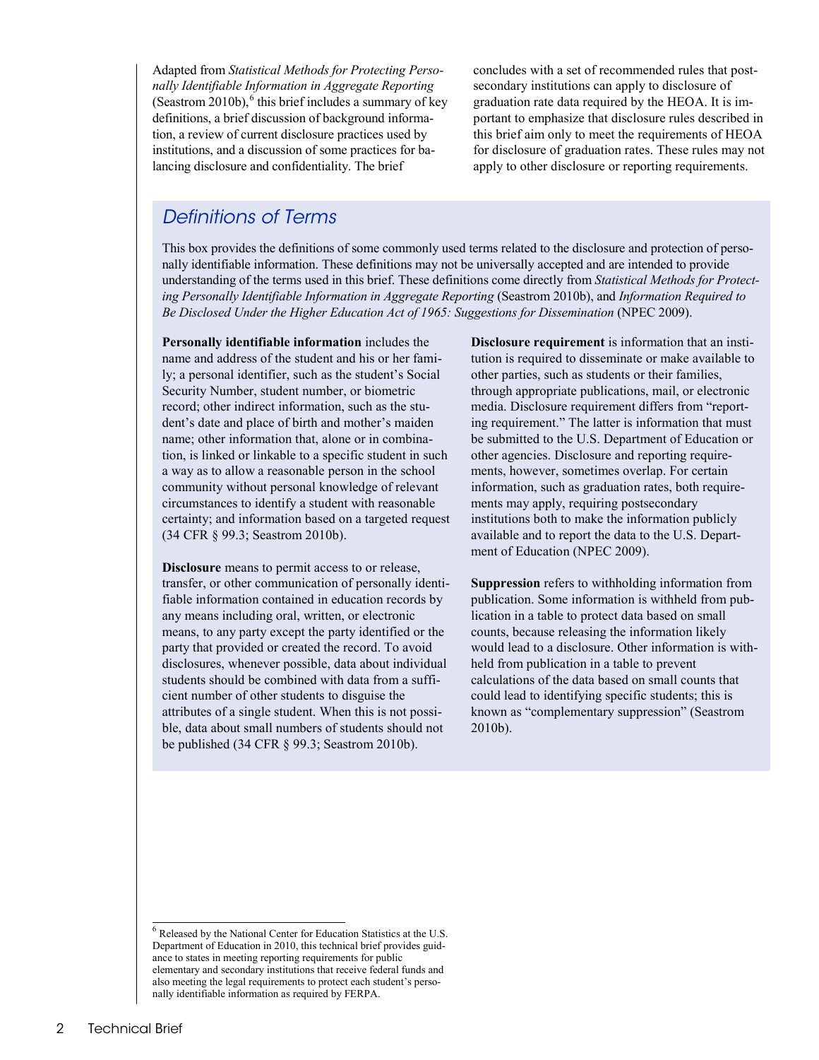Adapted from *Statistical Methods for Protecting Personally Identifiable Information in Aggregate Reporting* (Seastrom 2010b),[6] this brief includes a summary of key definitions, a brief discussion of background information, a review of current disclosure practices used by institutions, and a discussion of some practices for balancing disclosure and confidentiality. The brief concludes with a set of recommended rules that postsecondary institutions can apply to disclosure of graduation rate data required by the HEOA. It is important to emphasize that disclosure rules described in this brief aim only to meet the requirements of HEOA for disclosure of graduation rates. These rules may not apply to other disclosure or reporting requirements.

## Definitions of Terms

This box provides the definitions of some commonly used terms related to the disclosure and protection of personally identifiable information. These definitions may not be universally accepted and are intended to provide understanding of the terms used in this brief. These definitions come directly from *Statistical Methods for Protecting Personally Identifiable Information in Aggregate Reporting* (Seastrom 2010b), and *Information Required to Be Disclosed Under the Higher Education Act of 1965: Suggestions for Dissemination* (NPEC 2009).

**Personally identifiable information** includes the name and address of the student and his or her family; a personal identifier, such as the student's Social Security Number, student number, or biometric record; other indirect information, such as the student's date and place of birth and mother's maiden name; other information that, alone or in combination, is linked or linkable to a specific student in such a way as to allow a reasonable person in the school community without personal knowledge of relevant circumstances to identify a student with reasonable certainty; and information based on a targeted request (34 CFR § 99.3; Seastrom 2010b).

**Disclosure** means to permit access to or release, transfer, or other communication of personally identifiable information contained in education records by any means including oral, written, or electronic means, to any party except the party identified or the party that provided or created the record. To avoid disclosures, whenever possible, data about individual students should be combined with data from a sufficient number of other students to disguise the attributes of a single student. When this is not possible, data about small numbers of students should not be published (34 CFR § 99.3; Seastrom 2010b).

**Disclosure requirement** is information that an institution is required to disseminate or make available to other parties, such as students or their families, through appropriate publications, mail, or electronic media. Disclosure requirement differs from "reporting requirement." The latter is information that must be submitted to the U.S. Department of Education or other agencies. Disclosure and reporting requirements, however, sometimes overlap. For certain information, such as graduation rates, both requirements may apply, requiring postsecondary institutions both to make the information publicly available and to report the data to the U.S. Department of Education (NPEC 2009).

**Suppression** refers to withholding information from publication. Some information is withheld from publication in a table to protect data based on small counts, because releasing the information likely would lead to a disclosure. Other information is withheld from publication in a table to prevent calculations of the data based on small counts that could lead to identifying specific students; this is known as "complementary suppression" (Seastrom 2010b).

---

[6] Released by the National Center for Education Statistics at the U.S. Department of Education in 2010, this technical brief provides guidance to states in meeting reporting requirements for public elementary and secondary institutions that receive federal funds and also meeting the legal requirements to protect each student's personally identifiable information as required by FERPA.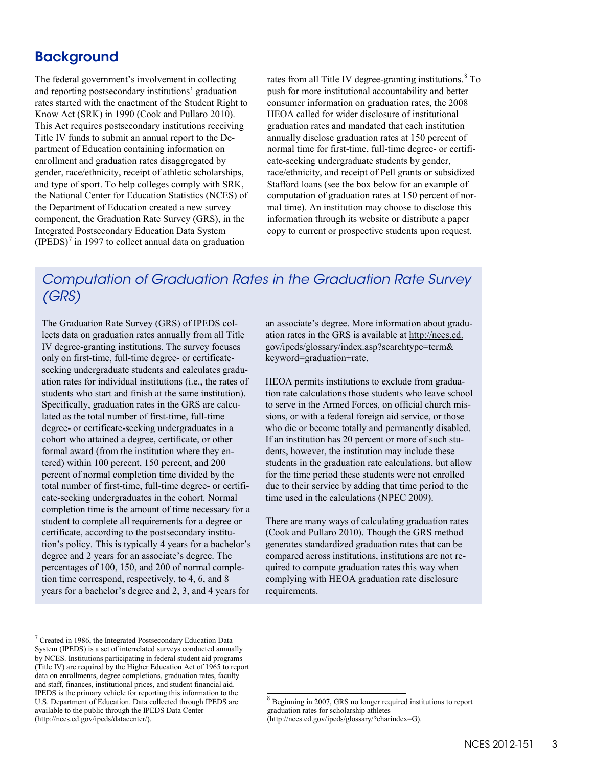## Background

The federal government's involvement in collecting and reporting postsecondary institutions' graduation rates started with the enactment of the Student Right to Know Act (SRK) in 1990 (Cook and Pullaro 2010). This Act requires postsecondary institutions receiving Title IV funds to submit an annual report to the Department of Education containing information on enrollment and graduation rates disaggregated by gender, race/ethnicity, receipt of athletic scholarships, and type of sport. To help colleges comply with SRK, the National Center for Education Statistics (NCES) of the Department of Education created a new survey component, the Graduation Rate Survey (GRS), in the Integrated Postsecondary Education Data System (IPEDS)[7] in 1997 to collect annual data on graduation rates from all Title IV degree-granting institutions.[8] To push for more institutional accountability and better consumer information on graduation rates, the 2008 HEOA called for wider disclosure of institutional graduation rates and mandated that each institution annually disclose graduation rates at 150 percent of normal time for first-time, full-time degree- or certificate-seeking undergraduate students by gender, race/ethnicity, and receipt of Pell grants or subsidized Stafford loans (see the box below for an example of computation of graduation rates at 150 percent of normal time). An institution may choose to disclose this information through its website or distribute a paper copy to current or prospective students upon request.

### *Computation of Graduation Rates in the Graduation Rate Survey (GRS)*

The Graduation Rate Survey (GRS) of IPEDS collects data on graduation rates annually from all Title IV degree-granting institutions. The survey focuses only on first-time, full-time degree- or certificate-seeking undergraduate students and calculates graduation rates for individual institutions (i.e., the rates of students who start and finish at the same institution). Specifically, graduation rates in the GRS are calculated as the total number of first-time, full-time degree- or certificate-seeking undergraduates in a cohort who attained a degree, certificate, or other formal award (from the institution where they entered) within 100 percent, 150 percent, and 200 percent of normal completion time divided by the total number of first-time, full-time degree- or certificate-seeking undergraduates in the cohort. Normal completion time is the amount of time necessary for a student to complete all requirements for a degree or certificate, according to the postsecondary institution's policy. This is typically 4 years for a bachelor's degree and 2 years for an associate's degree. The percentages of 100, 150, and 200 of normal completion time correspond, respectively, to 4, 6, and 8 years for a bachelor's degree and 2, 3, and 4 years for an associate's degree. More information about graduation rates in the GRS is available at http://nces.ed.gov/ipeds/glossary/index.asp?searchtype=term&keyword=graduation+rate.

HEOA permits institutions to exclude from graduation rate calculations those students who leave school to serve in the Armed Forces, on official church missions, or with a federal foreign aid service, or those who die or become totally and permanently disabled. If an institution has 20 percent or more of such students, however, the institution may include these students in the graduation rate calculations, but allow for the time period these students were not enrolled due to their service by adding that time period to the time used in the calculations (NPEC 2009).

There are many ways of calculating graduation rates (Cook and Pullaro 2010). Though the GRS method generates standardized graduation rates that can be compared across institutions, institutions are not required to compute graduation rates this way when complying with HEOA graduation rate disclosure requirements.

---

[7] Created in 1986, the Integrated Postsecondary Education Data System (IPEDS) is a set of interrelated surveys conducted annually by NCES. Institutions participating in federal student aid programs (Title IV) are required by the Higher Education Act of 1965 to report data on enrollments, degree completions, graduation rates, faculty and staff, finances, institutional prices, and student financial aid. IPEDS is the primary vehicle for reporting this information to the U.S. Department of Education. Data collected through IPEDS are available to the public through the IPEDS Data Center (http://nces.ed.gov/ipeds/datacenter/).

[8] Beginning in 2007, GRS no longer required institutions to report graduation rates for scholarship athletes (http://nces.ed.gov/ipeds/glossary/?charindex=G).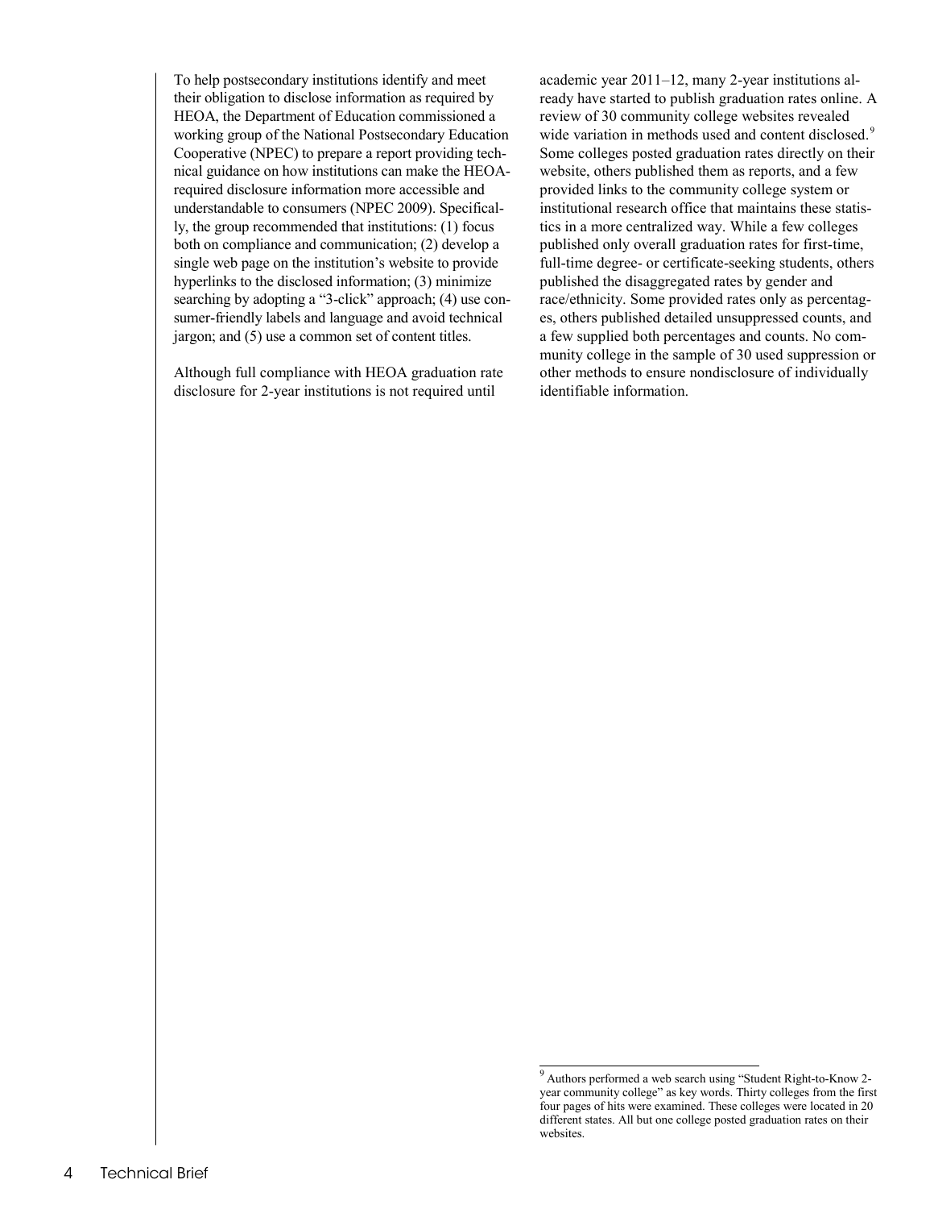To help postsecondary institutions identify and meet their obligation to disclose information as required by HEOA, the Department of Education commissioned a working group of the National Postsecondary Education Cooperative (NPEC) to prepare a report providing technical guidance on how institutions can make the HEOA-required disclosure information more accessible and understandable to consumers (NPEC 2009). Specifically, the group recommended that institutions: (1) focus both on compliance and communication; (2) develop a single web page on the institution's website to provide hyperlinks to the disclosed information; (3) minimize searching by adopting a "3-click" approach; (4) use consumer-friendly labels and language and avoid technical jargon; and (5) use a common set of content titles.

Although full compliance with HEOA graduation rate disclosure for 2-year institutions is not required until academic year 2011–12, many 2-year institutions already have started to publish graduation rates online. A review of 30 community college websites revealed wide variation in methods used and content disclosed.[9] Some colleges posted graduation rates directly on their website, others published them as reports, and a few provided links to the community college system or institutional research office that maintains these statistics in a more centralized way. While a few colleges published only overall graduation rates for first-time, full-time degree- or certificate-seeking students, others published the disaggregated rates by gender and race/ethnicity. Some provided rates only as percentages, others published detailed unsuppressed counts, and a few supplied both percentages and counts. No community college in the sample of 30 used suppression or other methods to ensure nondisclosure of individually identifiable information.

[9] Authors performed a web search using "Student Right-to-Know 2-year community college" as key words. Thirty colleges from the first four pages of hits were examined. These colleges were located in 20 different states. All but one college posted graduation rates on their websites.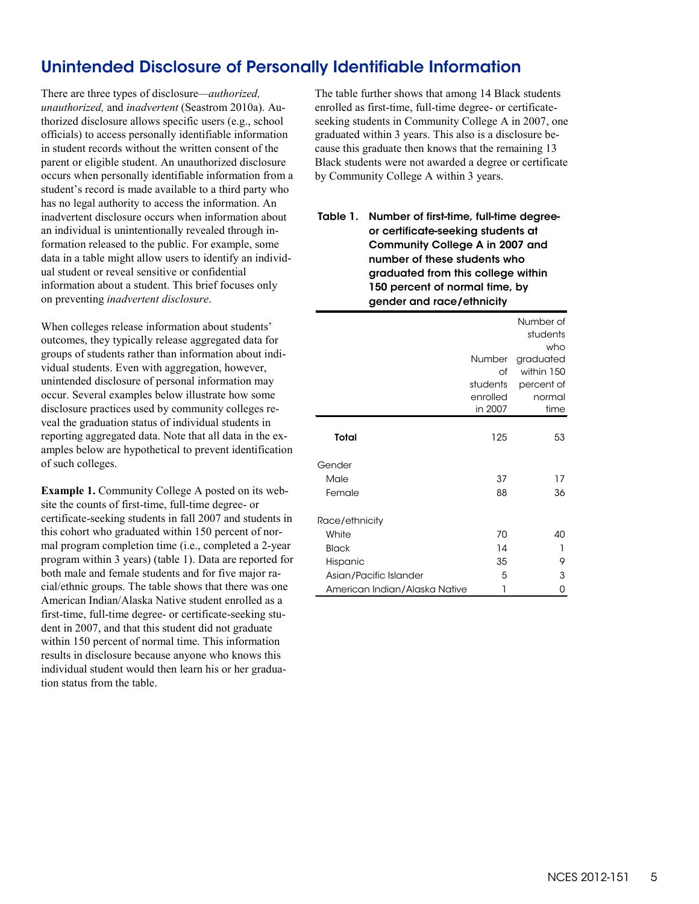## Unintended Disclosure of Personally Identifiable Information

There are three types of disclosure—*authorized, unauthorized,* and *inadvertent* (Seastrom 2010a). Authorized disclosure allows specific users (e.g., school officials) to access personally identifiable information in student records without the written consent of the parent or eligible student. An unauthorized disclosure occurs when personally identifiable information from a student's record is made available to a third party who has no legal authority to access the information. An inadvertent disclosure occurs when information about an individual is unintentionally revealed through information released to the public. For example, some data in a table might allow users to identify an individual student or reveal sensitive or confidential information about a student. This brief focuses only on preventing *inadvertent disclosure*.

When colleges release information about students' outcomes, they typically release aggregated data for groups of students rather than information about individual students. Even with aggregation, however, unintended disclosure of personal information may occur. Several examples below illustrate how some disclosure practices used by community colleges reveal the graduation status of individual students in reporting aggregated data. Note that all data in the examples below are hypothetical to prevent identification of such colleges.

**Example 1.** Community College A posted on its website the counts of first-time, full-time degree- or certificate-seeking students in fall 2007 and students in this cohort who graduated within 150 percent of normal program completion time (i.e., completed a 2-year program within 3 years) (table 1). Data are reported for both male and female students and for five major racial/ethnic groups. The table shows that there was one American Indian/Alaska Native student enrolled as a first-time, full-time degree- or certificate-seeking student in 2007, and that this student did not graduate within 150 percent of normal time. This information results in disclosure because anyone who knows this individual student would then learn his or her graduation status from the table.

The table further shows that among 14 Black students enrolled as first-time, full-time degree- or certificate-seeking students in Community College A in 2007, one graduated within 3 years. This also is a disclosure because this graduate then knows that the remaining 13 Black students were not awarded a degree or certificate by Community College A within 3 years.

**Table 1. Number of first-time, full-time degree- or certificate-seeking students at Community College A in 2007 and number of these students who graduated from this college within 150 percent of normal time, by gender and race/ethnicity**

| | Number of students enrolled in 2007 | Number of students who graduated within 150 percent of normal time |
|---|---|---|
| **Total** | 125 | 53 |
| Gender | | |
| Male | 37 | 17 |
| Female | 88 | 36 |
| Race/ethnicity | | |
| White | 70 | 40 |
| Black | 14 | 1 |
| Hispanic | 35 | 9 |
| Asian/Pacific Islander | 5 | 3 |
| American Indian/Alaska Native | 1 | 0 |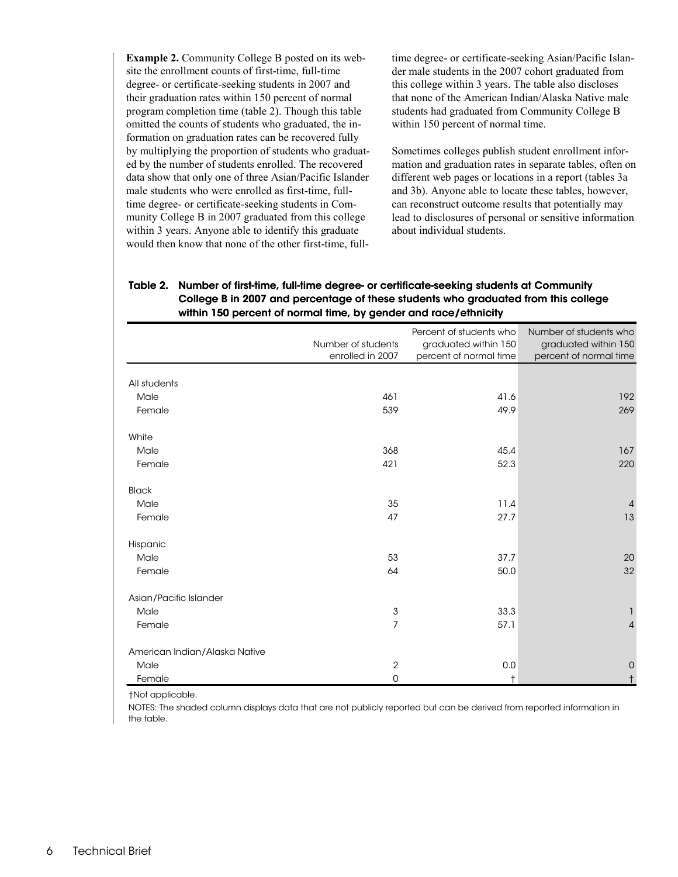**Example 2.** Community College B posted on its website the enrollment counts of first-time, full-time degree- or certificate-seeking students in 2007 and their graduation rates within 150 percent of normal program completion time (table 2). Though this table omitted the counts of students who graduated, the information on graduation rates can be recovered fully by multiplying the proportion of students who graduated by the number of students enrolled. The recovered data show that only one of three Asian/Pacific Islander male students who were enrolled as first-time, full-time degree- or certificate-seeking students in Community College B in 2007 graduated from this college within 3 years. Anyone able to identify this graduate would then know that none of the other first-time, full-time degree- or certificate-seeking Asian/Pacific Islander male students in the 2007 cohort graduated from this college within 3 years. The table also discloses that none of the American Indian/Alaska Native male students had graduated from Community College B within 150 percent of normal time.

Sometimes colleges publish student enrollment information and graduation rates in separate tables, often on different web pages or locations in a report (tables 3a and 3b). Anyone able to locate these tables, however, can reconstruct outcome results that potentially may lead to disclosures of personal or sensitive information about individual students.

**Table 2. Number of first-time, full-time degree- or certificate-seeking students at Community College B in 2007 and percentage of these students who graduated from this college within 150 percent of normal time, by gender and race/ethnicity**

| | Number of students enrolled in 2007 | Percent of students who graduated within 150 percent of normal time | Number of students who graduated within 150 percent of normal time |
|---|---|---|---|
| All students | | | |
| Male | 461 | 41.6 | 192 |
| Female | 539 | 49.9 | 269 |
| White | | | |
| Male | 368 | 45.4 | 167 |
| Female | 421 | 52.3 | 220 |
| Black | | | |
| Male | 35 | 11.4 | 4 |
| Female | 47 | 27.7 | 13 |
| Hispanic | | | |
| Male | 53 | 37.7 | 20 |
| Female | 64 | 50.0 | 32 |
| Asian/Pacific Islander | | | |
| Male | 3 | 33.3 | 1 |
| Female | 7 | 57.1 | 4 |
| American Indian/Alaska Native | | | |
| Male | 2 | 0.0 | 0 |
| Female | 0 | † | † |

†Not applicable.

NOTES: The shaded column displays data that are not publicly reported but can be derived from reported information in the table.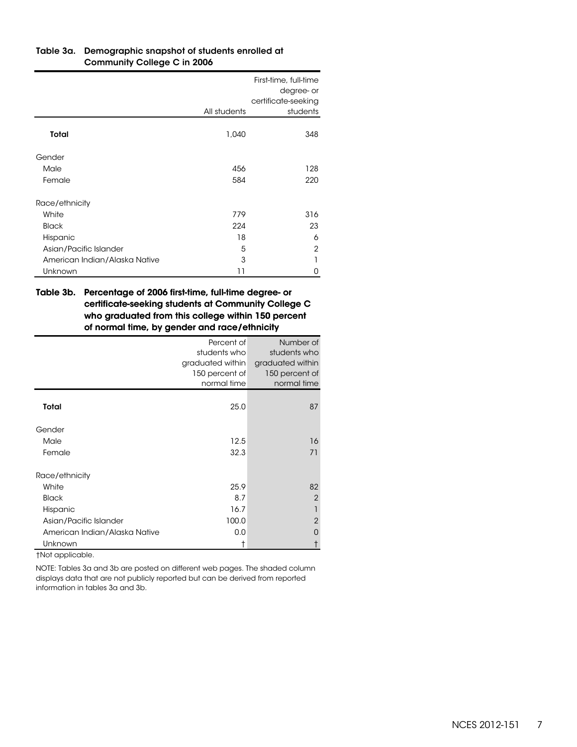**Table 3a. Demographic snapshot of students enrolled at Community College C in 2006**

| | All students | First-time, full-time degree- or certificate-seeking students |
|---|---|---|
| **Total** | 1,040 | 348 |
| Gender | | |
| Male | 456 | 128 |
| Female | 584 | 220 |
| Race/ethnicity | | |
| White | 779 | 316 |
| Black | 224 | 23 |
| Hispanic | 18 | 6 |
| Asian/Pacific Islander | 5 | 2 |
| American Indian/Alaska Native | 3 | 1 |
| Unknown | 11 | 0 |

**Table 3b. Percentage of 2006 first-time, full-time degree- or certificate-seeking students at Community College C who graduated from this college within 150 percent of normal time, by gender and race/ethnicity**

| | Percent of students who graduated within 150 percent of normal time | Number of students who graduated within 150 percent of normal time |
|---|---|---|
| **Total** | 25.0 | 87 |
| Gender | | |
| Male | 12.5 | 16 |
| Female | 32.3 | 71 |
| Race/ethnicity | | |
| White | 25.9 | 82 |
| Black | 8.7 | 2 |
| Hispanic | 16.7 | 1 |
| Asian/Pacific Islander | 100.0 | 2 |
| American Indian/Alaska Native | 0.0 | 0 |
| Unknown | † | † |

†Not applicable.

NOTE: Tables 3a and 3b are posted on different web pages. The shaded column displays data that are not publicly reported but can be derived from reported information in tables 3a and 3b.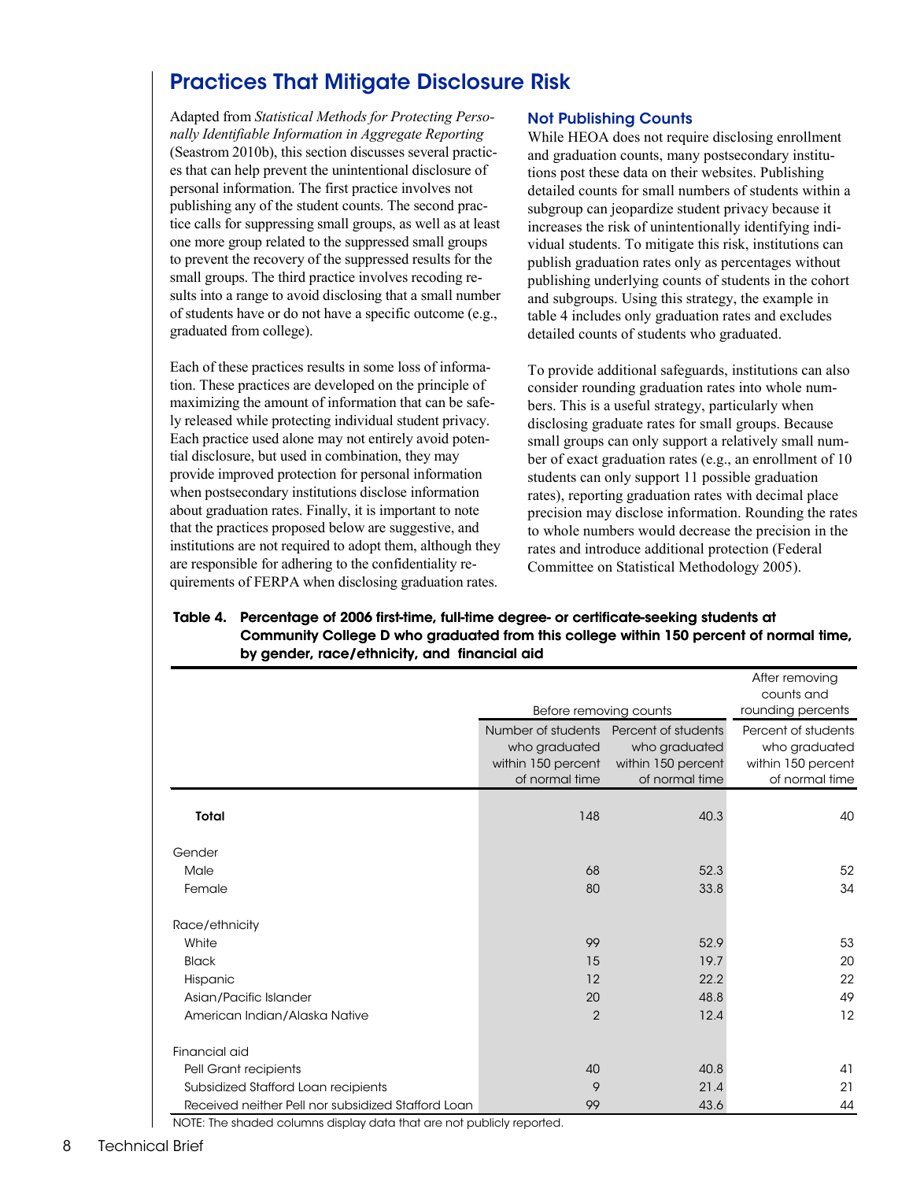## Practices That Mitigate Disclosure Risk

Adapted from *Statistical Methods for Protecting Personally Identifiable Information in Aggregate Reporting* (Seastrom 2010b), this section discusses several practices that can help prevent the unintentional disclosure of personal information. The first practice involves not publishing any of the student counts. The second practice calls for suppressing small groups, as well as at least one more group related to the suppressed small groups to prevent the recovery of the suppressed results for the small groups. The third practice involves recoding results into a range to avoid disclosing that a small number of students have or do not have a specific outcome (e.g., graduated from college).

Each of these practices results in some loss of information. These practices are developed on the principle of maximizing the amount of information that can be safely released while protecting individual student privacy. Each practice used alone may not entirely avoid potential disclosure, but used in combination, they may provide improved protection for personal information when postsecondary institutions disclose information about graduation rates. Finally, it is important to note that the practices proposed below are suggestive, and institutions are not required to adopt them, although they are responsible for adhering to the confidentiality requirements of FERPA when disclosing graduation rates.

### Not Publishing Counts

While HEOA does not require disclosing enrollment and graduation counts, many postsecondary institutions post these data on their websites. Publishing detailed counts for small numbers of students within a subgroup can jeopardize student privacy because it increases the risk of unintentionally identifying individual students. To mitigate this risk, institutions can publish graduation rates only as percentages without publishing underlying counts of students in the cohort and subgroups. Using this strategy, the example in table 4 includes only graduation rates and excludes detailed counts of students who graduated.

To provide additional safeguards, institutions can also consider rounding graduation rates into whole numbers. This is a useful strategy, particularly when disclosing graduate rates for small groups. Because small groups can only support a relatively small number of exact graduation rates (e.g., an enrollment of 10 students can only support 11 possible graduation rates), reporting graduation rates with decimal place precision may disclose information. Rounding the rates to whole numbers would decrease the precision in the rates and introduce additional protection (Federal Committee on Statistical Methodology 2005).

**Table 4. Percentage of 2006 first-time, full-time degree- or certificate-seeking students at Community College D who graduated from this college within 150 percent of normal time, by gender, race/ethnicity, and financial aid**

| | Before removing counts | | After removing counts and rounding percents |
|---|---|---|---|
| | Number of students who graduated within 150 percent of normal time | Percent of students who graduated within 150 percent of normal time | Percent of students who graduated within 150 percent of normal time |
| **Total** | 148 | 40.3 | 40 |
| Gender | | | |
| Male | 68 | 52.3 | 52 |
| Female | 80 | 33.8 | 34 |
| Race/ethnicity | | | |
| White | 99 | 52.9 | 53 |
| Black | 15 | 19.7 | 20 |
| Hispanic | 12 | 22.2 | 22 |
| Asian/Pacific Islander | 20 | 48.8 | 49 |
| American Indian/Alaska Native | 2 | 12.4 | 12 |
| Financial aid | | | |
| Pell Grant recipients | 40 | 40.8 | 41 |
| Subsidized Stafford Loan recipients | 9 | 21.4 | 21 |
| Received neither Pell nor subsidized Stafford Loan | 99 | 43.6 | 44 |

NOTE: The shaded columns display data that are not publicly reported.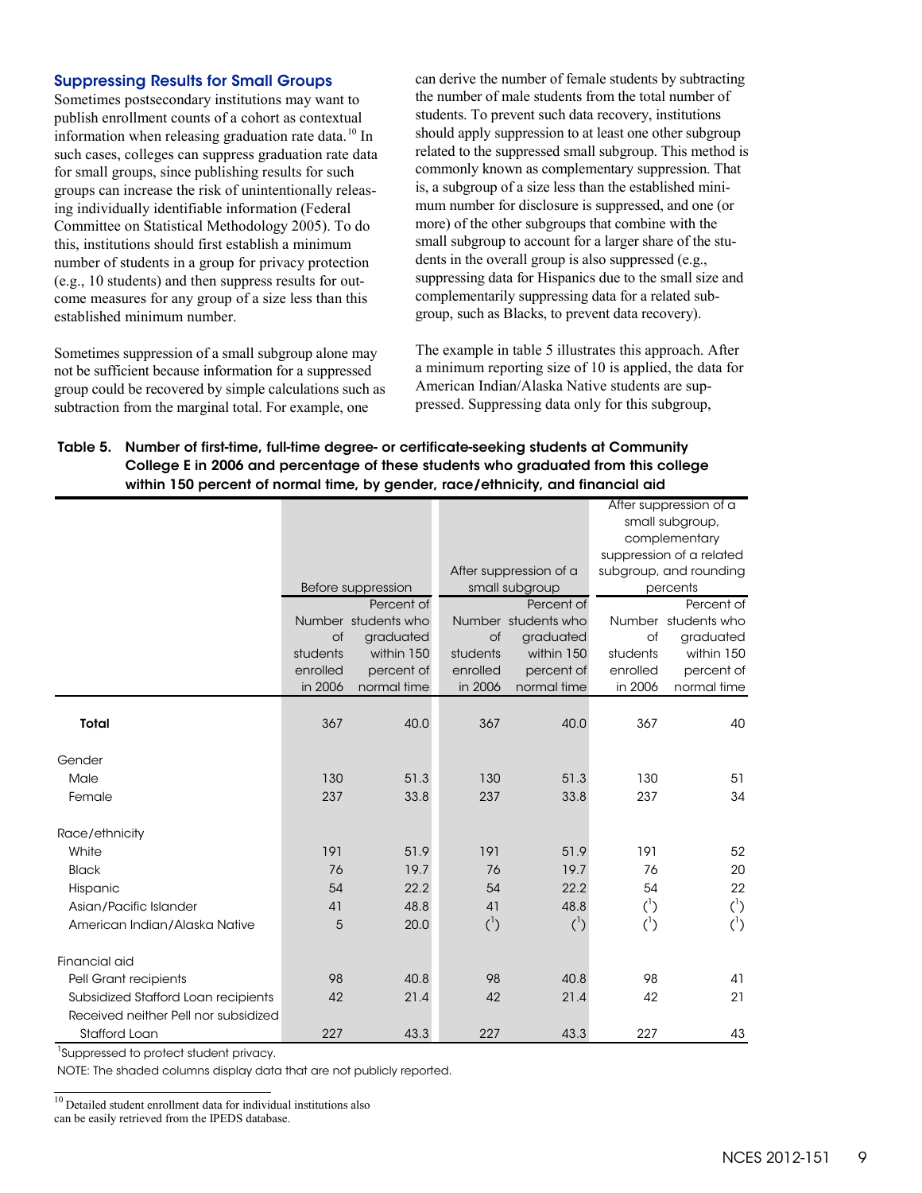### Suppressing Results for Small Groups

Sometimes postsecondary institutions may want to publish enrollment counts of a cohort as contextual information when releasing graduation rate data.[10] In such cases, colleges can suppress graduation rate data for small groups, since publishing results for such groups can increase the risk of unintentionally releasing individually identifiable information (Federal Committee on Statistical Methodology 2005). To do this, institutions should first establish a minimum number of students in a group for privacy protection (e.g., 10 students) and then suppress results for outcome measures for any group of a size less than this established minimum number.

Sometimes suppression of a small subgroup alone may not be sufficient because information for a suppressed group could be recovered by simple calculations such as subtraction from the marginal total. For example, one can derive the number of female students by subtracting the number of male students from the total number of students. To prevent such data recovery, institutions should apply suppression to at least one other subgroup related to the suppressed small subgroup. This method is commonly known as complementary suppression. That is, a subgroup of a size less than the established minimum number for disclosure is suppressed, and one (or more) of the other subgroups that combine with the small subgroup to account for a larger share of the students in the overall group is also suppressed (e.g., suppressing data for Hispanics due to the small size and complementarily suppressing data for a related subgroup, such as Blacks, to prevent data recovery).

The example in table 5 illustrates this approach. After a minimum reporting size of 10 is applied, the data for American Indian/Alaska Native students are suppressed. Suppressing data only for this subgroup,

**Table 5. Number of first-time, full-time degree- or certificate-seeking students at Community College E in 2006 and percentage of these students who graduated from this college within 150 percent of normal time, by gender, race/ethnicity, and financial aid**

| | Before suppression | | After suppression of a small subgroup | | After suppression of a small subgroup, complementary suppression of a related subgroup, and rounding percents | |
|---|---|---|---|---|---|---|
| | Number of students enrolled in 2006 | Percent of students who graduated within 150 percent of normal time | Number of students enrolled in 2006 | Percent of students who graduated within 150 percent of normal time | Number of students enrolled in 2006 | Percent of students who graduated within 150 percent of normal time |
| **Total** | 367 | 40.0 | 367 | 40.0 | 367 | 40 |
| Gender | | | | | | |
| Male | 130 | 51.3 | 130 | 51.3 | 130 | 51 |
| Female | 237 | 33.8 | 237 | 33.8 | 237 | 34 |
| Race/ethnicity | | | | | | |
| White | 191 | 51.9 | 191 | 51.9 | 191 | 52 |
| Black | 76 | 19.7 | 76 | 19.7 | 76 | 20 |
| Hispanic | 54 | 22.2 | 54 | 22.2 | 54 | 22 |
| Asian/Pacific Islander | 41 | 48.8 | 41 | 48.8 | (1) | (1) |
| American Indian/Alaska Native | 5 | 20.0 | (1) | (1) | (1) | (1) |
| Financial aid | | | | | | |
| Pell Grant recipients | 98 | 40.8 | 98 | 40.8 | 98 | 41 |
| Subsidized Stafford Loan recipients | 42 | 21.4 | 42 | 21.4 | 42 | 21 |
| Received neither Pell nor subsidized Stafford Loan | 227 | 43.3 | 227 | 43.3 | 227 | 43 |

[1] Suppressed to protect student privacy.

NOTE: The shaded columns display data that are not publicly reported.

[10] Detailed student enrollment data for individual institutions also can be easily retrieved from the IPEDS database.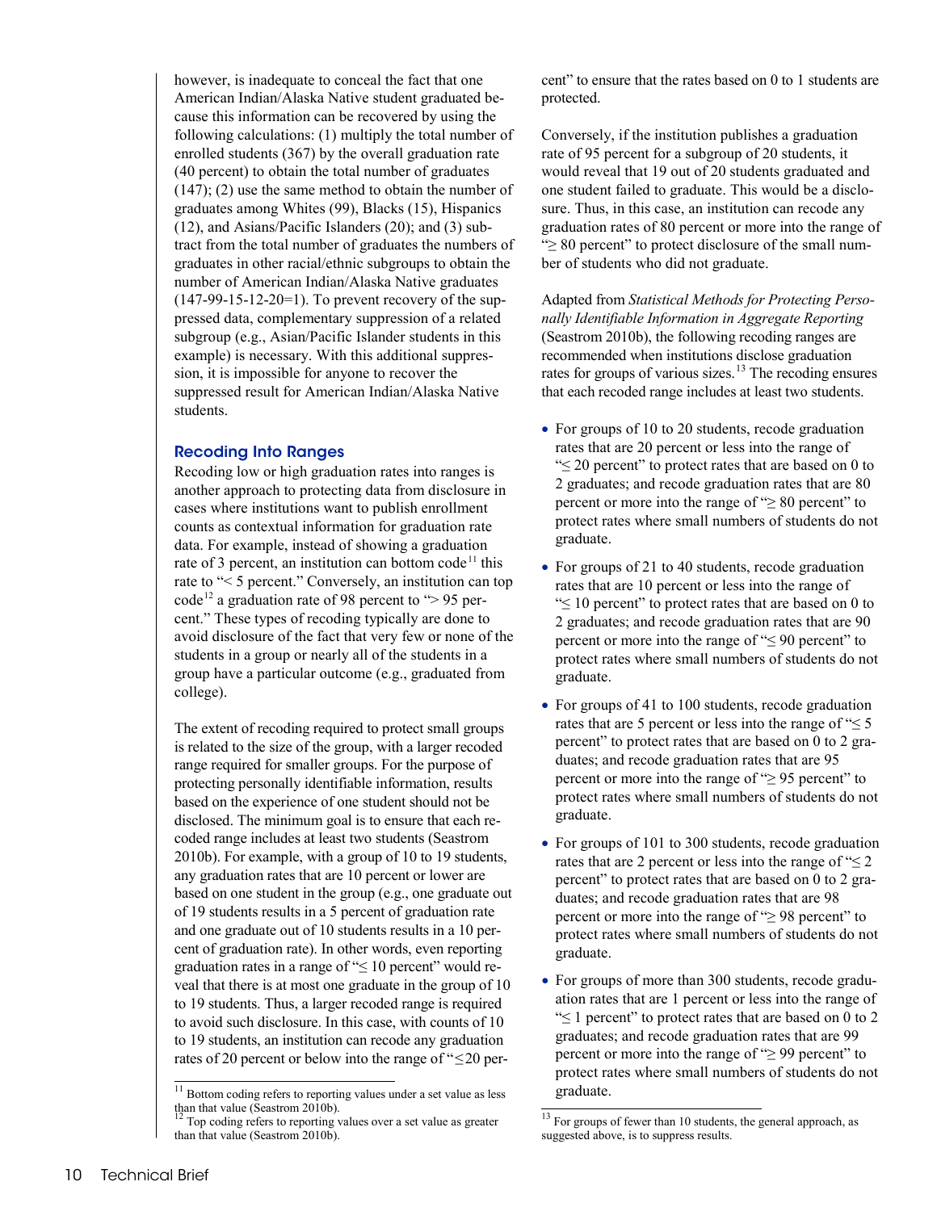however, is inadequate to conceal the fact that one American Indian/Alaska Native student graduated because this information can be recovered by using the following calculations: (1) multiply the total number of enrolled students (367) by the overall graduation rate (40 percent) to obtain the total number of graduates (147); (2) use the same method to obtain the number of graduates among Whites (99), Blacks (15), Hispanics (12), and Asians/Pacific Islanders (20); and (3) subtract from the total number of graduates the numbers of graduates in other racial/ethnic subgroups to obtain the number of American Indian/Alaska Native graduates (147-99-15-12-20=1). To prevent recovery of the suppressed data, complementary suppression of a related subgroup (e.g., Asian/Pacific Islander students in this example) is necessary. With this additional suppression, it is impossible for anyone to recover the suppressed result for American Indian/Alaska Native students.

### Recoding Into Ranges

Recoding low or high graduation rates into ranges is another approach to protecting data from disclosure in cases where institutions want to publish enrollment counts as contextual information for graduation rate data. For example, instead of showing a graduation rate of 3 percent, an institution can bottom code[11] this rate to "< 5 percent." Conversely, an institution can top code[12] a graduation rate of 98 percent to "> 95 percent." These types of recoding typically are done to avoid disclosure of the fact that very few or none of the students in a group or nearly all of the students in a group have a particular outcome (e.g., graduated from college).

The extent of recoding required to protect small groups is related to the size of the group, with a larger recoded range required for smaller groups. For the purpose of protecting personally identifiable information, results based on the experience of one student should not be disclosed. The minimum goal is to ensure that each recoded range includes at least two students (Seastrom 2010b). For example, with a group of 10 to 19 students, any graduation rates that are 10 percent or lower are based on one student in the group (e.g., one graduate out of 19 students results in a 5 percent of graduation rate and one graduate out of 10 students results in a 10 percent of graduation rate). In other words, even reporting graduation rates in a range of "≤ 10 percent" would reveal that there is at most one graduate in the group of 10 to 19 students. Thus, a larger recoded range is required to avoid such disclosure. In this case, with counts of 10 to 19 students, an institution can recode any graduation rates of 20 percent or below into the range of "≤20 percent" to ensure that the rates based on 0 to 1 students are protected.

Conversely, if the institution publishes a graduation rate of 95 percent for a subgroup of 20 students, it would reveal that 19 out of 20 students graduated and one student failed to graduate. This would be a disclosure. Thus, in this case, an institution can recode any graduation rates of 80 percent or more into the range of "≥ 80 percent" to protect disclosure of the small number of students who did not graduate.

Adapted from *Statistical Methods for Protecting Personally Identifiable Information in Aggregate Reporting* (Seastrom 2010b), the following recoding ranges are recommended when institutions disclose graduation rates for groups of various sizes.[13] The recoding ensures that each recoded range includes at least two students.

- For groups of 10 to 20 students, recode graduation rates that are 20 percent or less into the range of "≤ 20 percent" to protect rates that are based on 0 to 2 graduates; and recode graduation rates that are 80 percent or more into the range of "≥ 80 percent" to protect rates where small numbers of students do not graduate.
- For groups of 21 to 40 students, recode graduation rates that are 10 percent or less into the range of "≤ 10 percent" to protect rates that are based on 0 to 2 graduates; and recode graduation rates that are 90 percent or more into the range of "≤ 90 percent" to protect rates where small numbers of students do not graduate.
- For groups of 41 to 100 students, recode graduation rates that are 5 percent or less into the range of "≤ 5 percent" to protect rates that are based on 0 to 2 graduates; and recode graduation rates that are 95 percent or more into the range of "≥ 95 percent" to protect rates where small numbers of students do not graduate.
- For groups of 101 to 300 students, recode graduation rates that are 2 percent or less into the range of "≤ 2 percent" to protect rates that are based on 0 to 2 graduates; and recode graduation rates that are 98 percent or more into the range of "≥ 98 percent" to protect rates where small numbers of students do not graduate.
- For groups of more than 300 students, recode graduation rates that are 1 percent or less into the range of "≤ 1 percent" to protect rates that are based on 0 to 2 graduates; and recode graduation rates that are 99 percent or more into the range of "≥ 99 percent" to protect rates where small numbers of students do not graduate.

---

[11] Bottom coding refers to reporting values under a set value as less than that value (Seastrom 2010b).

[12] Top coding refers to reporting values over a set value as greater than that value (Seastrom 2010b).

[13] For groups of fewer than 10 students, the general approach, as suggested above, is to suppress results.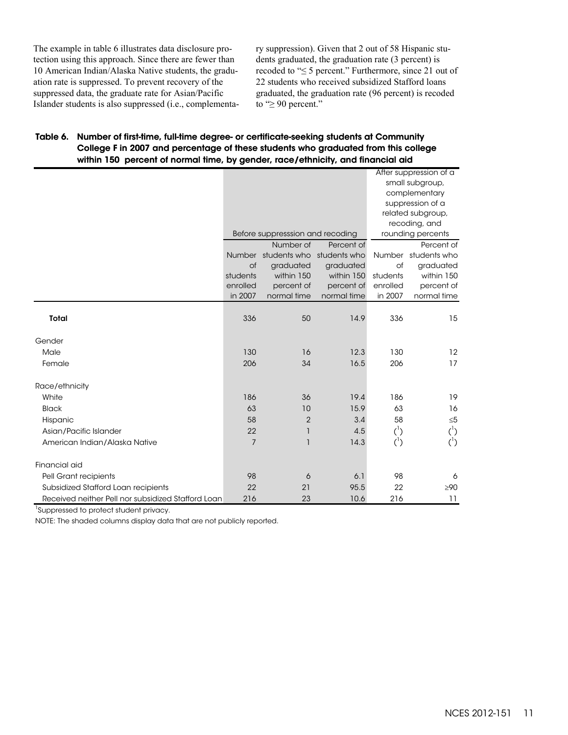The example in table 6 illustrates data disclosure protection using this approach. Since there are fewer than 10 American Indian/Alaska Native students, the graduation rate is suppressed. To prevent recovery of the suppressed data, the graduate rate for Asian/Pacific Islander students is also suppressed (i.e., complementary suppression). Given that 2 out of 58 Hispanic students graduated, the graduation rate (3 percent) is recoded to "≤ 5 percent." Furthermore, since 21 out of 22 students who received subsidized Stafford loans graduated, the graduation rate (96 percent) is recoded to "≥ 90 percent."

**Table 6. Number of first-time, full-time degree- or certificate-seeking students at Community College F in 2007 and percentage of these students who graduated from this college within 150 percent of normal time, by gender, race/ethnicity, and financial aid**

| | Before suppresssion and recoding | | | After suppression of a small subgroup, complementary suppression of a related subgroup, recoding, and rounding percents | |
|---|---|---|---|---|---|
| | Number of students enrolled in 2007 | Number of students who graduated within 150 percent of normal time | Percent of students who graduated within 150 percent of normal time | Number of students enrolled in 2007 | Percent of students who graduated within 150 percent of normal time |
| **Total** | 336 | 50 | 14.9 | 336 | 15 |
| Gender | | | | | |
| Male | 130 | 16 | 12.3 | 130 | 12 |
| Female | 206 | 34 | 16.5 | 206 | 17 |
| Race/ethnicity | | | | | |
| White | 186 | 36 | 19.4 | 186 | 19 |
| Black | 63 | 10 | 15.9 | 63 | 16 |
| Hispanic | 58 | 2 | 3.4 | 58 | ≤5 |
| Asian/Pacific Islander | 22 | 1 | 4.5 | ([1]) | ([1]) |
| American Indian/Alaska Native | 7 | 1 | 14.3 | ([1]) | ([1]) |
| Financial aid | | | | | |
| Pell Grant recipients | 98 | 6 | 6.1 | 98 | 6 |
| Subsidized Stafford Loan recipients | 22 | 21 | 95.5 | 22 | ≥90 |
| Received neither Pell nor subsidized Stafford Loan | 216 | 23 | 10.6 | 216 | 11 |

[1]Suppressed to protect student privacy.

NOTE: The shaded columns display data that are not publicly reported.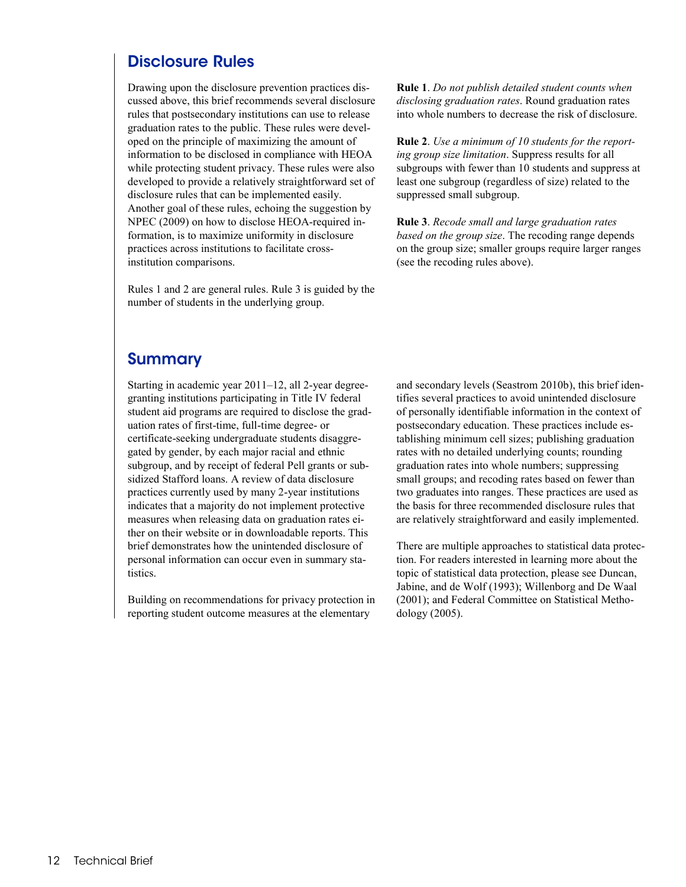## Disclosure Rules

Drawing upon the disclosure prevention practices discussed above, this brief recommends several disclosure rules that postsecondary institutions can use to release graduation rates to the public. These rules were developed on the principle of maximizing the amount of information to be disclosed in compliance with HEOA while protecting student privacy. These rules were also developed to provide a relatively straightforward set of disclosure rules that can be implemented easily. Another goal of these rules, echoing the suggestion by NPEC (2009) on how to disclose HEOA-required information, is to maximize uniformity in disclosure practices across institutions to facilitate cross-institution comparisons.

Rules 1 and 2 are general rules. Rule 3 is guided by the number of students in the underlying group.

**Rule 1**. *Do not publish detailed student counts when disclosing graduation rates*. Round graduation rates into whole numbers to decrease the risk of disclosure.

**Rule 2**. *Use a minimum of 10 students for the reporting group size limitation*. Suppress results for all subgroups with fewer than 10 students and suppress at least one subgroup (regardless of size) related to the suppressed small subgroup.

**Rule 3**. *Recode small and large graduation rates based on the group size*. The recoding range depends on the group size; smaller groups require larger ranges (see the recoding rules above).

## Summary

Starting in academic year 2011–12, all 2-year degree-granting institutions participating in Title IV federal student aid programs are required to disclose the graduation rates of first-time, full-time degree- or certificate-seeking undergraduate students disaggregated by gender, by each major racial and ethnic subgroup, and by receipt of federal Pell grants or subsidized Stafford loans. A review of data disclosure practices currently used by many 2-year institutions indicates that a majority do not implement protective measures when releasing data on graduation rates either on their website or in downloadable reports. This brief demonstrates how the unintended disclosure of personal information can occur even in summary statistics.

Building on recommendations for privacy protection in reporting student outcome measures at the elementary and secondary levels (Seastrom 2010b), this brief identifies several practices to avoid unintended disclosure of personally identifiable information in the context of postsecondary education. These practices include establishing minimum cell sizes; publishing graduation rates with no detailed underlying counts; rounding graduation rates into whole numbers; suppressing small groups; and recoding rates based on fewer than two graduates into ranges. These practices are used as the basis for three recommended disclosure rules that are relatively straightforward and easily implemented.

There are multiple approaches to statistical data protection. For readers interested in learning more about the topic of statistical data protection, please see Duncan, Jabine, and de Wolf (1993); Willenborg and De Waal (2001); and Federal Committee on Statistical Methodology (2005).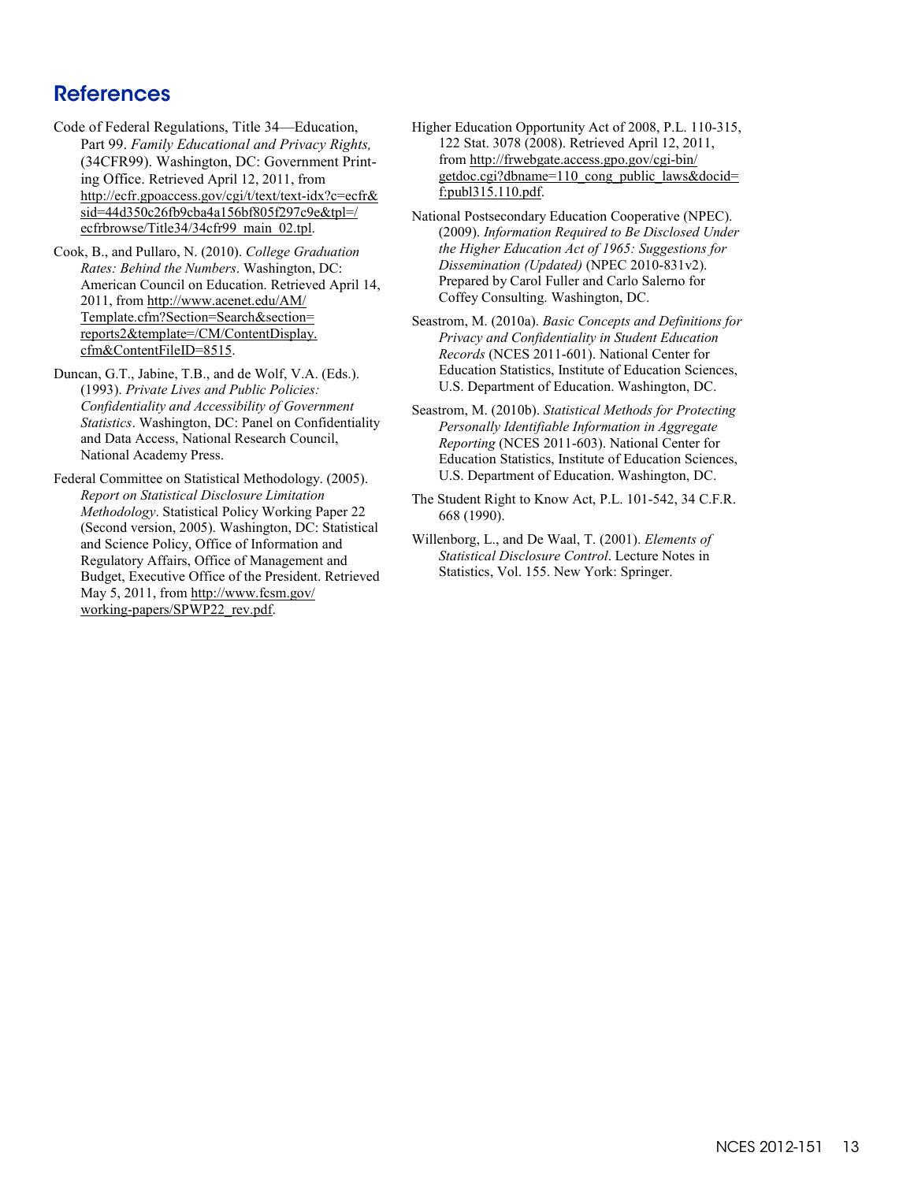## References

Code of Federal Regulations, Title 34—Education, Part 99. *Family Educational and Privacy Rights,* (34CFR99). Washington, DC: Government Printing Office. Retrieved April 12, 2011, from http://ecfr.gpoaccess.gov/cgi/t/text/text-idx?c=ecfr&sid=44d350c26fb9cba4a156bf805f297c9e&tpl=/ecfrbrowse/Title34/34cfr99_main_02.tpl.

Cook, B., and Pullaro, N. (2010). *College Graduation Rates: Behind the Numbers*. Washington, DC: American Council on Education. Retrieved April 14, 2011, from http://www.acenet.edu/AM/Template.cfm?Section=Search&section=reports2&template=/CM/ContentDisplay.cfm&ContentFileID=8515.

Duncan, G.T., Jabine, T.B., and de Wolf, V.A. (Eds.). (1993). *Private Lives and Public Policies: Confidentiality and Accessibility of Government Statistics*. Washington, DC: Panel on Confidentiality and Data Access, National Research Council, National Academy Press.

Federal Committee on Statistical Methodology. (2005). *Report on Statistical Disclosure Limitation Methodology*. Statistical Policy Working Paper 22 (Second version, 2005). Washington, DC: Statistical and Science Policy, Office of Information and Regulatory Affairs, Office of Management and Budget, Executive Office of the President. Retrieved May 5, 2011, from http://www.fcsm.gov/working-papers/SPWP22_rev.pdf.

Higher Education Opportunity Act of 2008, P.L. 110-315, 122 Stat. 3078 (2008). Retrieved April 12, 2011, from http://frwebgate.access.gpo.gov/cgi-bin/getdoc.cgi?dbname=110_cong_public_laws&docid=f:publ315.110.pdf.

National Postsecondary Education Cooperative (NPEC). (2009). *Information Required to Be Disclosed Under the Higher Education Act of 1965: Suggestions for Dissemination (Updated)* (NPEC 2010-831v2). Prepared by Carol Fuller and Carlo Salerno for Coffey Consulting. Washington, DC.

Seastrom, M. (2010a). *Basic Concepts and Definitions for Privacy and Confidentiality in Student Education Records* (NCES 2011-601). National Center for Education Statistics, Institute of Education Sciences, U.S. Department of Education. Washington, DC.

Seastrom, M. (2010b). *Statistical Methods for Protecting Personally Identifiable Information in Aggregate Reporting* (NCES 2011-603). National Center for Education Statistics, Institute of Education Sciences, U.S. Department of Education. Washington, DC.

The Student Right to Know Act, P.L. 101-542, 34 C.F.R. 668 (1990).

Willenborg, L., and De Waal, T. (2001). *Elements of Statistical Disclosure Control*. Lecture Notes in Statistics, Vol. 155. New York: Springer.